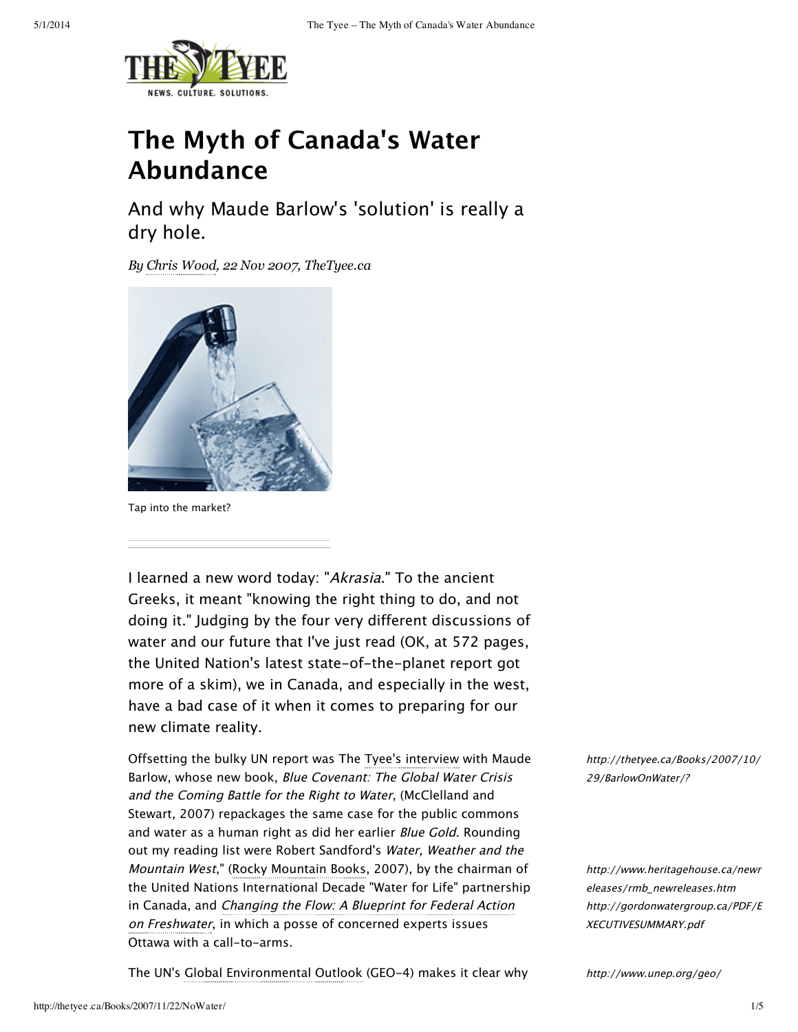# The Myth of Canada's Water Abundance

## And why Maude Barlow's 'solution' is really a dry hole.

*By Chris Wood, 22 Nov 2007, TheTyee.ca*

Tap into the market?

I learned a new word today: "*Akrasia*." To the ancient Greeks, it meant "knowing the right thing to do, and not doing it." Judging by the four very different discussions of water and our future that I've just read (OK, at 572 pages, the United Nation's latest state-of-the-planet report got more of a skim), we in Canada, and especially in the west, have a bad case of it when it comes to preparing for our new climate reality.

Offsetting the bulky UN report was The Tyee's interview with Maude Barlow, whose new book, *Blue Covenant: The Global Water Crisis and the Coming Battle for the Right to Water*, (McClelland and Stewart, 2007) repackages the same case for the public commons and water as a human right as did her earlier *Blue Gold*. Rounding out my reading list were Robert Sandford's *Water, Weather and the Mountain West*," (Rocky Mountain Books, 2007), by the chairman of the United Nations International Decade "Water for Life" partnership in Canada, and *Changing the Flow: A Blueprint for Federal Action on Freshwater*, in which a posse of concerned experts issues Ottawa with a call-to-arms.

http://thetyee.ca/Books/2007/10/29/BarlowOnWater/?

http://www.heritagehouse.ca/newreleases/rmb_newreleases.htm

http://gordonwatergroup.ca/PDF/EXECUTIVESUMMARY.pdf

The UN's Global Environmental Outlook (GEO-4) makes it clear why

http://www.unep.org/geo/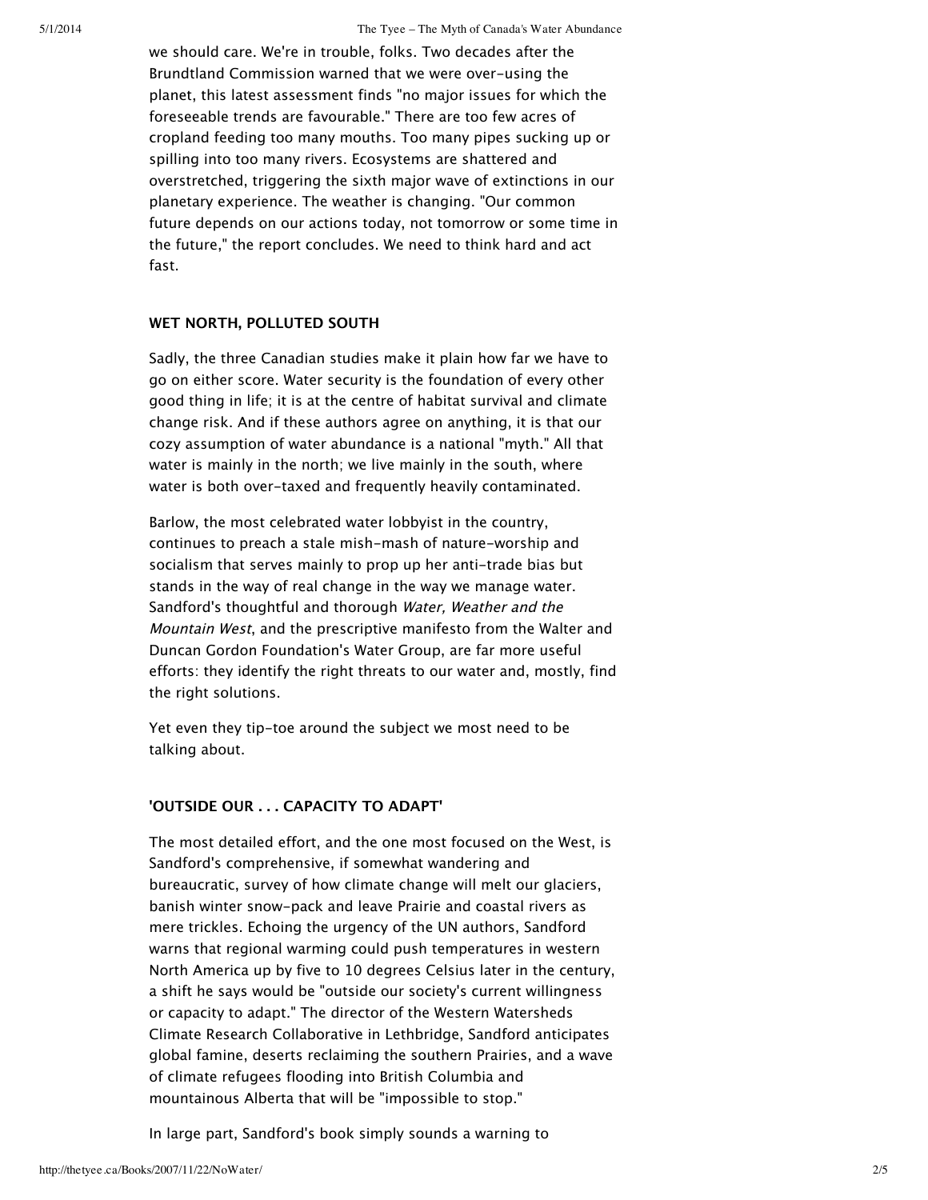we should care. We're in trouble, folks. Two decades after the Brundtland Commission warned that we were over-using the planet, this latest assessment finds "no major issues for which the foreseeable trends are favourable." There are too few acres of cropland feeding too many mouths. Too many pipes sucking up or spilling into too many rivers. Ecosystems are shattered and overstretched, triggering the sixth major wave of extinctions in our planetary experience. The weather is changing. "Our common future depends on our actions today, not tomorrow or some time in the future," the report concludes. We need to think hard and act fast.

### WET NORTH, POLLUTED SOUTH

Sadly, the three Canadian studies make it plain how far we have to go on either score. Water security is the foundation of every other good thing in life; it is at the centre of habitat survival and climate change risk. And if these authors agree on anything, it is that our cozy assumption of water abundance is a national "myth." All that water is mainly in the north; we live mainly in the south, where water is both over-taxed and frequently heavily contaminated.

Barlow, the most celebrated water lobbyist in the country, continues to preach a stale mish-mash of nature-worship and socialism that serves mainly to prop up her anti-trade bias but stands in the way of real change in the way we manage water. Sandford's thoughtful and thorough *Water, Weather and the Mountain West*, and the prescriptive manifesto from the Walter and Duncan Gordon Foundation's Water Group, are far more useful efforts: they identify the right threats to our water and, mostly, find the right solutions.

Yet even they tip-toe around the subject we most need to be talking about.

### 'OUTSIDE OUR . . . CAPACITY TO ADAPT'

The most detailed effort, and the one most focused on the West, is Sandford's comprehensive, if somewhat wandering and bureaucratic, survey of how climate change will melt our glaciers, banish winter snow-pack and leave Prairie and coastal rivers as mere trickles. Echoing the urgency of the UN authors, Sandford warns that regional warming could push temperatures in western North America up by five to 10 degrees Celsius later in the century, a shift he says would be "outside our society's current willingness or capacity to adapt." The director of the Western Watersheds Climate Research Collaborative in Lethbridge, Sandford anticipates global famine, deserts reclaiming the southern Prairies, and a wave of climate refugees flooding into British Columbia and mountainous Alberta that will be "impossible to stop."

In large part, Sandford's book simply sounds a warning to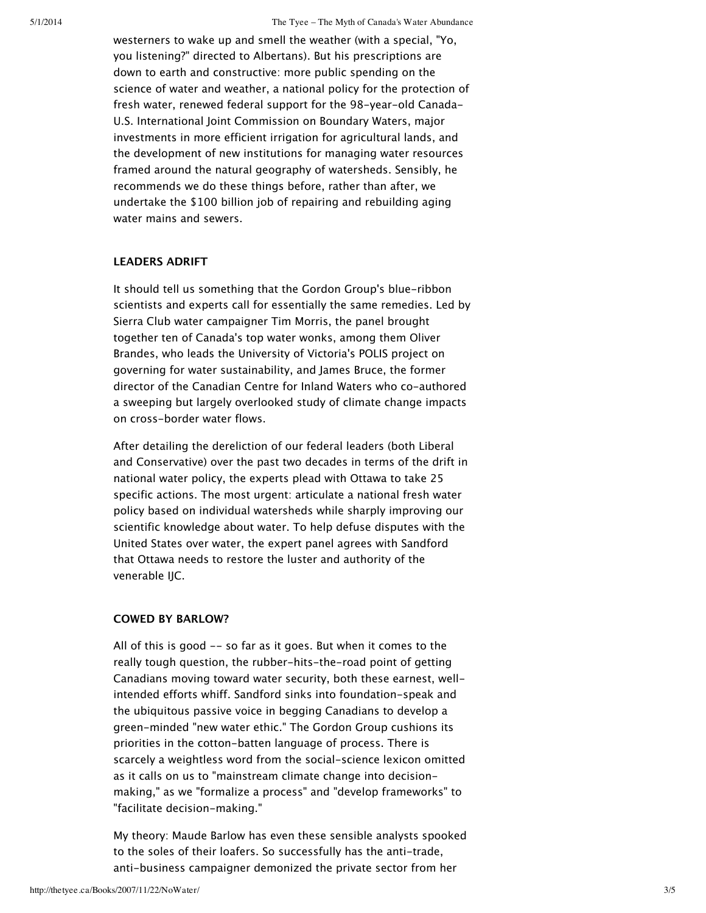westerners to wake up and smell the weather (with a special, "Yo, you listening?" directed to Albertans). But his prescriptions are down to earth and constructive: more public spending on the science of water and weather, a national policy for the protection of fresh water, renewed federal support for the 98-year-old Canada-U.S. International Joint Commission on Boundary Waters, major investments in more efficient irrigation for agricultural lands, and the development of new institutions for managing water resources framed around the natural geography of watersheds. Sensibly, he recommends we do these things before, rather than after, we undertake the $100 billion job of repairing and rebuilding aging water mains and sewers.

### LEADERS ADRIFT

It should tell us something that the Gordon Group's blue-ribbon scientists and experts call for essentially the same remedies. Led by Sierra Club water campaigner Tim Morris, the panel brought together ten of Canada's top water wonks, among them Oliver Brandes, who leads the University of Victoria's POLIS project on governing for water sustainability, and James Bruce, the former director of the Canadian Centre for Inland Waters who co-authored a sweeping but largely overlooked study of climate change impacts on cross-border water flows.

After detailing the dereliction of our federal leaders (both Liberal and Conservative) over the past two decades in terms of the drift in national water policy, the experts plead with Ottawa to take 25 specific actions. The most urgent: articulate a national fresh water policy based on individual watersheds while sharply improving our scientific knowledge about water. To help defuse disputes with the United States over water, the expert panel agrees with Sandford that Ottawa needs to restore the luster and authority of the venerable IJC.

### COWED BY BARLOW?

All of this is good -- so far as it goes. But when it comes to the really tough question, the rubber-hits-the-road point of getting Canadians moving toward water security, both these earnest, well-intended efforts whiff. Sandford sinks into foundation-speak and the ubiquitous passive voice in begging Canadians to develop a green-minded "new water ethic." The Gordon Group cushions its priorities in the cotton-batten language of process. There is scarcely a weightless word from the social-science lexicon omitted as it calls on us to "mainstream climate change into decision-making," as we "formalize a process" and "develop frameworks" to "facilitate decision-making."

My theory: Maude Barlow has even these sensible analysts spooked to the soles of their loafers. So successfully has the anti-trade, anti-business campaigner demonized the private sector from her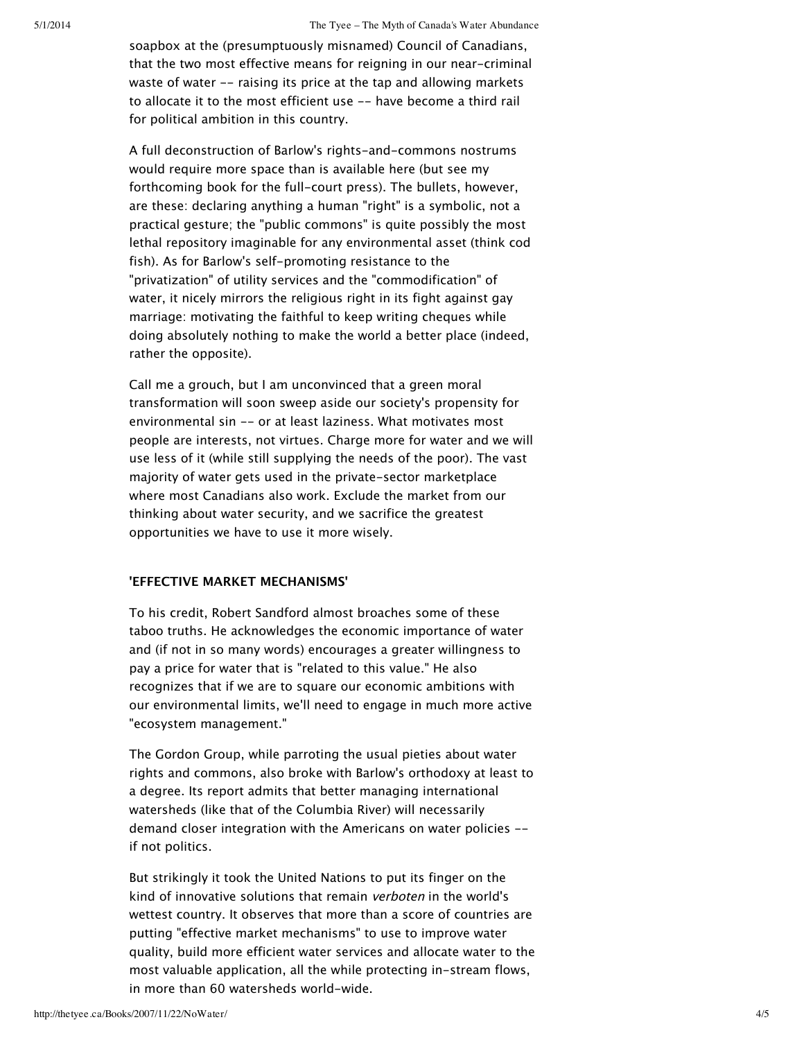soapbox at the (presumptuously misnamed) Council of Canadians, that the two most effective means for reigning in our near-criminal waste of water -- raising its price at the tap and allowing markets to allocate it to the most efficient use -- have become a third rail for political ambition in this country.

A full deconstruction of Barlow's rights-and-commons nostrums would require more space than is available here (but see my forthcoming book for the full-court press). The bullets, however, are these: declaring anything a human "right" is a symbolic, not a practical gesture; the "public commons" is quite possibly the most lethal repository imaginable for any environmental asset (think cod fish). As for Barlow's self-promoting resistance to the "privatization" of utility services and the "commodification" of water, it nicely mirrors the religious right in its fight against gay marriage: motivating the faithful to keep writing cheques while doing absolutely nothing to make the world a better place (indeed, rather the opposite).

Call me a grouch, but I am unconvinced that a green moral transformation will soon sweep aside our society's propensity for environmental sin -- or at least laziness. What motivates most people are interests, not virtues. Charge more for water and we will use less of it (while still supplying the needs of the poor). The vast majority of water gets used in the private-sector marketplace where most Canadians also work. Exclude the market from our thinking about water security, and we sacrifice the greatest opportunities we have to use it more wisely.

### 'EFFECTIVE MARKET MECHANISMS'

To his credit, Robert Sandford almost broaches some of these taboo truths. He acknowledges the economic importance of water and (if not in so many words) encourages a greater willingness to pay a price for water that is "related to this value." He also recognizes that if we are to square our economic ambitions with our environmental limits, we'll need to engage in much more active "ecosystem management."

The Gordon Group, while parroting the usual pieties about water rights and commons, also broke with Barlow's orthodoxy at least to a degree. Its report admits that better managing international watersheds (like that of the Columbia River) will necessarily demand closer integration with the Americans on water policies -- if not politics.

But strikingly it took the United Nations to put its finger on the kind of innovative solutions that remain *verboten* in the world's wettest country. It observes that more than a score of countries are putting "effective market mechanisms" to use to improve water quality, build more efficient water services and allocate water to the most valuable application, all the while protecting in-stream flows, in more than 60 watersheds world-wide.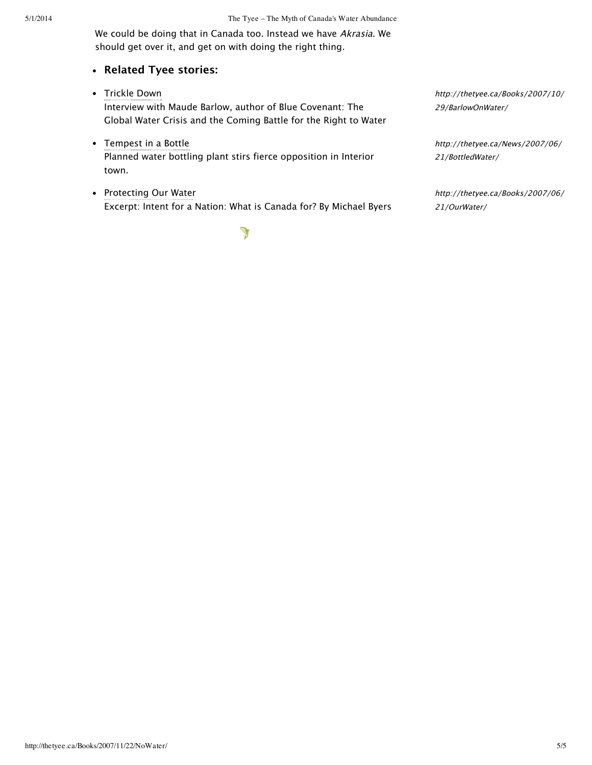We could be doing that in Canada too. Instead we have *Akrasia*. We should get over it, and get on with doing the right thing.

- **Related Tyee stories:**

- Trickle Down
  Interview with Maude Barlow, author of Blue Covenant: The Global Water Crisis and the Coming Battle for the Right to Water
  *http://thetyee.ca/Books/2007/10/29/BarlowOnWater/*

- Tempest in a Bottle
  Planned water bottling plant stirs fierce opposition in Interior town.
  *http://thetyee.ca/News/2007/06/21/BottledWater/*

- Protecting Our Water
  Excerpt: Intent for a Nation: What is Canada for? By Michael Byers
  *http://thetyee.ca/Books/2007/06/21/OurWater/*